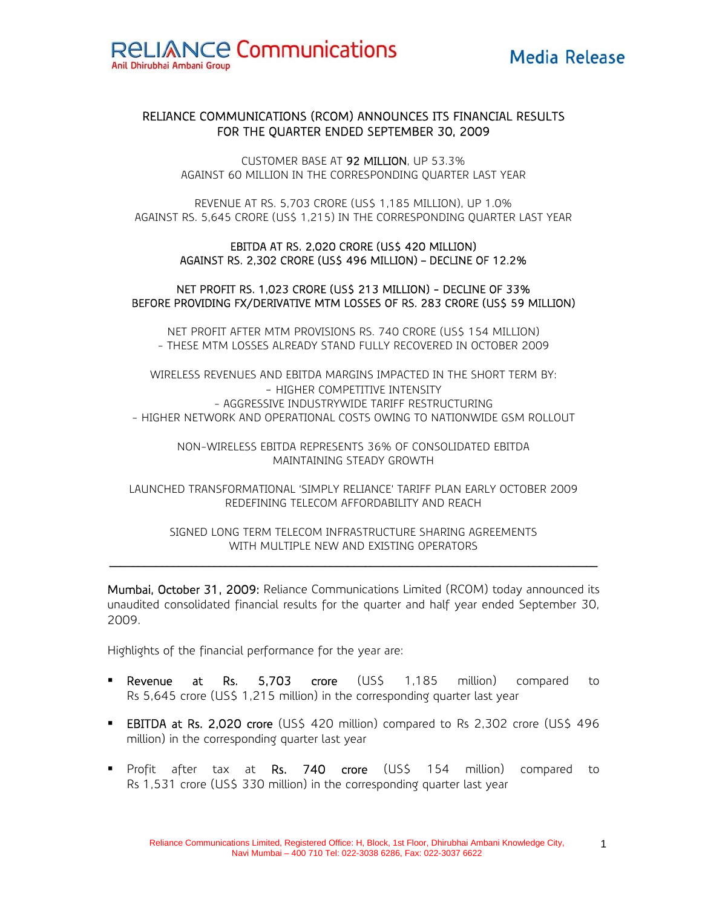Reliance Communications
Anil Dhirubhai Ambani Group

**Media Release**

# RELIANCE COMMUNICATIONS (RCOM) ANNOUNCES ITS FINANCIAL RESULTS FOR THE QUARTER ENDED SEPTEMBER 30, 2009

CUSTOMER BASE AT **92 MILLION**, UP 53.3%
AGAINST 60 MILLION IN THE CORRESPONDING QUARTER LAST YEAR

REVENUE AT RS. 5,703 CRORE (US$ 1,185 MILLION), UP 1.0%
AGAINST RS. 5,645 CRORE (US$ 1,215) IN THE CORRESPONDING QUARTER LAST YEAR

**EBITDA AT RS. 2,020 CRORE (US$ 420 MILLION)**
**AGAINST RS. 2,302 CRORE (US$ 496 MILLION) – DECLINE OF 12.2%**

**NET PROFIT RS. 1,023 CRORE (US$ 213 MILLION) - DECLINE OF 33%**
**BEFORE PROVIDING FX/DERIVATIVE MTM LOSSES OF RS. 283 CRORE (US$ 59 MILLION)**

NET PROFIT AFTER MTM PROVISIONS RS. 740 CRORE (US$ 154 MILLION)
- THESE MTM LOSSES ALREADY STAND FULLY RECOVERED IN OCTOBER 2009

WIRELESS REVENUES AND EBITDA MARGINS IMPACTED IN THE SHORT TERM BY:
- HIGHER COMPETITIVE INTENSITY
- AGGRESSIVE INDUSTRYWIDE TARIFF RESTRUCTURING
- HIGHER NETWORK AND OPERATIONAL COSTS OWING TO NATIONWIDE GSM ROLLOUT

NON-WIRELESS EBITDA REPRESENTS 36% OF CONSOLIDATED EBITDA
MAINTAINING STEADY GROWTH

LAUNCHED TRANSFORMATIONAL 'SIMPLY RELIANCE' TARIFF PLAN EARLY OCTOBER 2009
REDEFINING TELECOM AFFORDABILITY AND REACH

SIGNED LONG TERM TELECOM INFRASTRUCTURE SHARING AGREEMENTS
WITH MULTIPLE NEW AND EXISTING OPERATORS

---

**Mumbai, October 31, 2009:** Reliance Communications Limited (RCOM) today announced its unaudited consolidated financial results for the quarter and half year ended September 30, 2009.

Highlights of the financial performance for the year are:

- **Revenue at Rs. 5,703 crore** (US$ 1,185 million) compared to Rs 5,645 crore (US$ 1,215 million) in the corresponding quarter last year
- **EBITDA at Rs. 2,020 crore** (US$ 420 million) compared to Rs 2,302 crore (US$ 496 million) in the corresponding quarter last year
- Profit after tax at **Rs. 740 crore** (US$ 154 million) compared to Rs 1,531 crore (US$ 330 million) in the corresponding quarter last year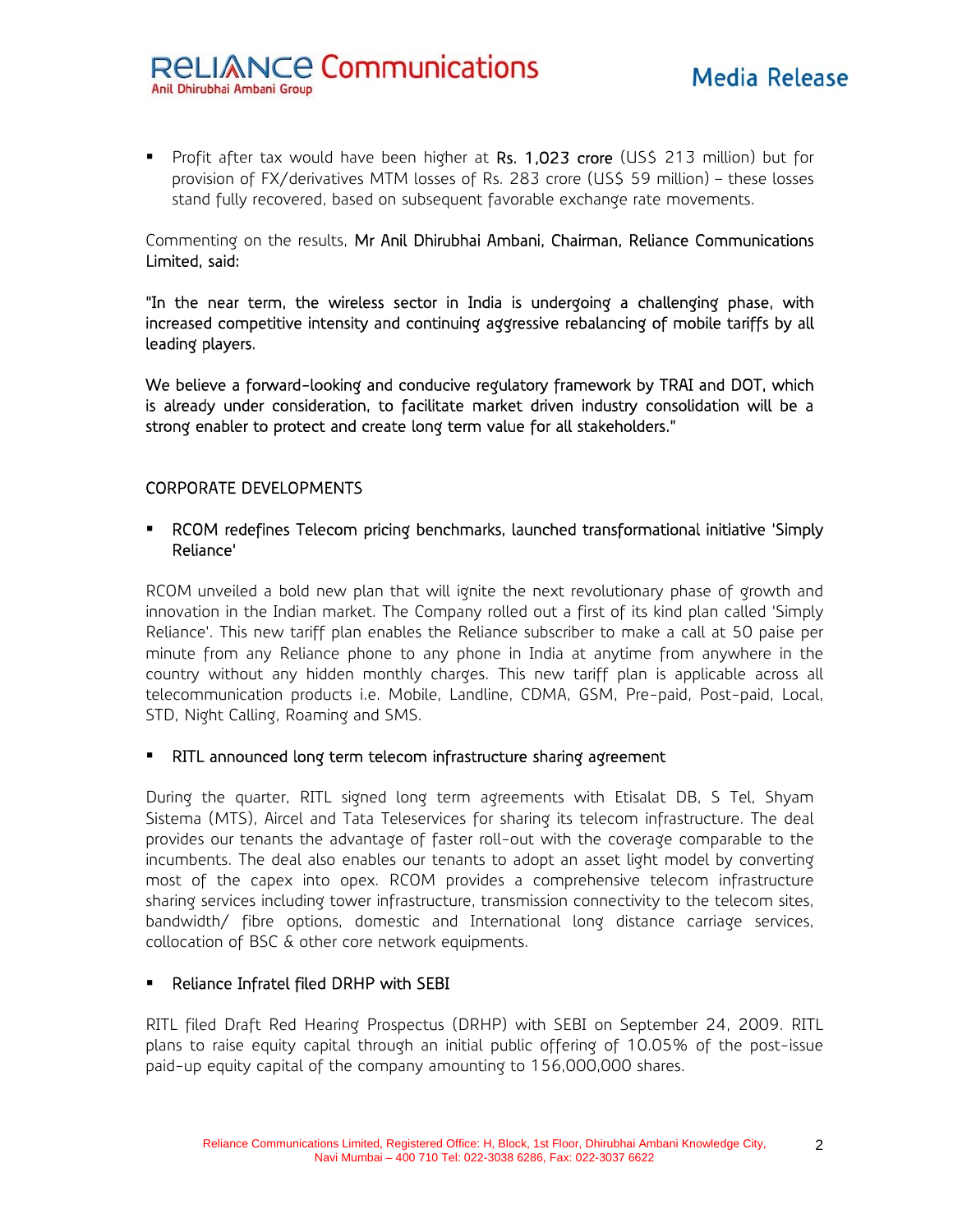- Profit after tax would have been higher at **Rs. 1,023 crore** (US$ 213 million) but for provision of FX/derivatives MTM losses of Rs. 283 crore (US$ 59 million) – these losses stand fully recovered, based on subsequent favorable exchange rate movements.

Commenting on the results, **Mr Anil Dhirubhai Ambani, Chairman, Reliance Communications Limited, said:**

**"In the near term, the wireless sector in India is undergoing a challenging phase, with increased competitive intensity and continuing aggressive rebalancing of mobile tariffs by all leading players.**

**We believe a forward-looking and conducive regulatory framework by TRAI and DOT, which is already under consideration, to facilitate market driven industry consolidation will be a strong enabler to protect and create long term value for all stakeholders."**

## CORPORATE DEVELOPMENTS

- **RCOM redefines Telecom pricing benchmarks, launched transformational initiative 'Simply Reliance'**

RCOM unveiled a bold new plan that will ignite the next revolutionary phase of growth and innovation in the Indian market. The Company rolled out a first of its kind plan called 'Simply Reliance'. This new tariff plan enables the Reliance subscriber to make a call at 50 paise per minute from any Reliance phone to any phone in India at anytime from anywhere in the country without any hidden monthly charges. This new tariff plan is applicable across all telecommunication products i.e. Mobile, Landline, CDMA, GSM, Pre-paid, Post-paid, Local, STD, Night Calling, Roaming and SMS.

- **RITL announced long term telecom infrastructure sharing agreement**

During the quarter, RITL signed long term agreements with Etisalat DB, S Tel, Shyam Sistema (MTS), Aircel and Tata Teleservices for sharing its telecom infrastructure. The deal provides our tenants the advantage of faster roll-out with the coverage comparable to the incumbents. The deal also enables our tenants to adopt an asset light model by converting most of the capex into opex. RCOM provides a comprehensive telecom infrastructure sharing services including tower infrastructure, transmission connectivity to the telecom sites, bandwidth/ fibre options, domestic and International long distance carriage services, collocation of BSC & other core network equipments.

- **Reliance Infratel filed DRHP with SEBI**

RITL filed Draft Red Hearing Prospectus (DRHP) with SEBI on September 24, 2009. RITL plans to raise equity capital through an initial public offering of 10.05% of the post-issue paid-up equity capital of the company amounting to 156,000,000 shares.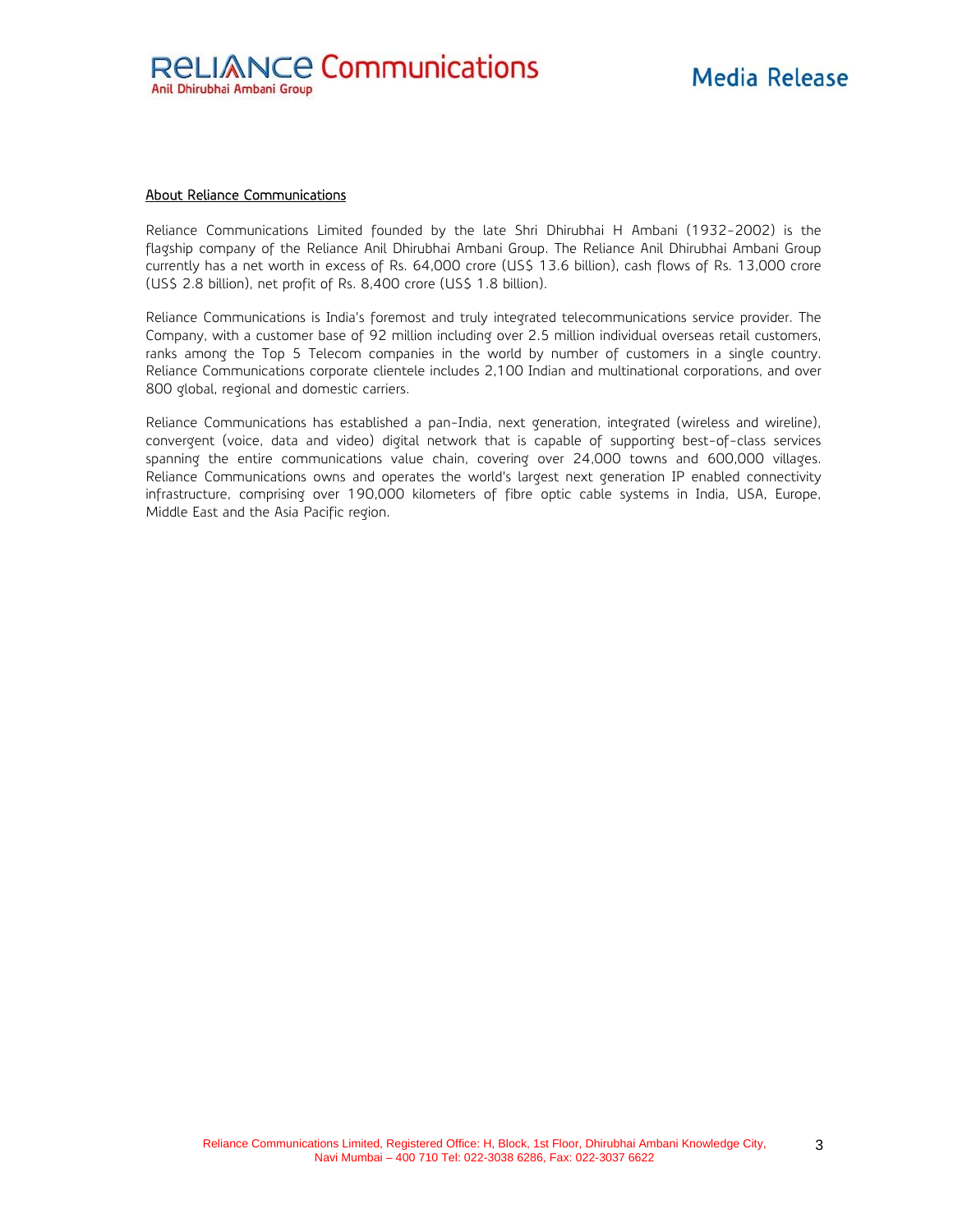## About Reliance Communications

Reliance Communications Limited founded by the late Shri Dhirubhai H Ambani (1932-2002) is the flagship company of the Reliance Anil Dhirubhai Ambani Group. The Reliance Anil Dhirubhai Ambani Group currently has a net worth in excess of Rs. 64,000 crore (US$ 13.6 billion), cash flows of Rs. 13,000 crore (US$ 2.8 billion), net profit of Rs. 8,400 crore (US$ 1.8 billion).

Reliance Communications is India's foremost and truly integrated telecommunications service provider. The Company, with a customer base of 92 million including over 2.5 million individual overseas retail customers, ranks among the Top 5 Telecom companies in the world by number of customers in a single country. Reliance Communications corporate clientele includes 2,100 Indian and multinational corporations, and over 800 global, regional and domestic carriers.

Reliance Communications has established a pan-India, next generation, integrated (wireless and wireline), convergent (voice, data and video) digital network that is capable of supporting best-of-class services spanning the entire communications value chain, covering over 24,000 towns and 600,000 villages. Reliance Communications owns and operates the world's largest next generation IP enabled connectivity infrastructure, comprising over 190,000 kilometers of fibre optic cable systems in India, USA, Europe, Middle East and the Asia Pacific region.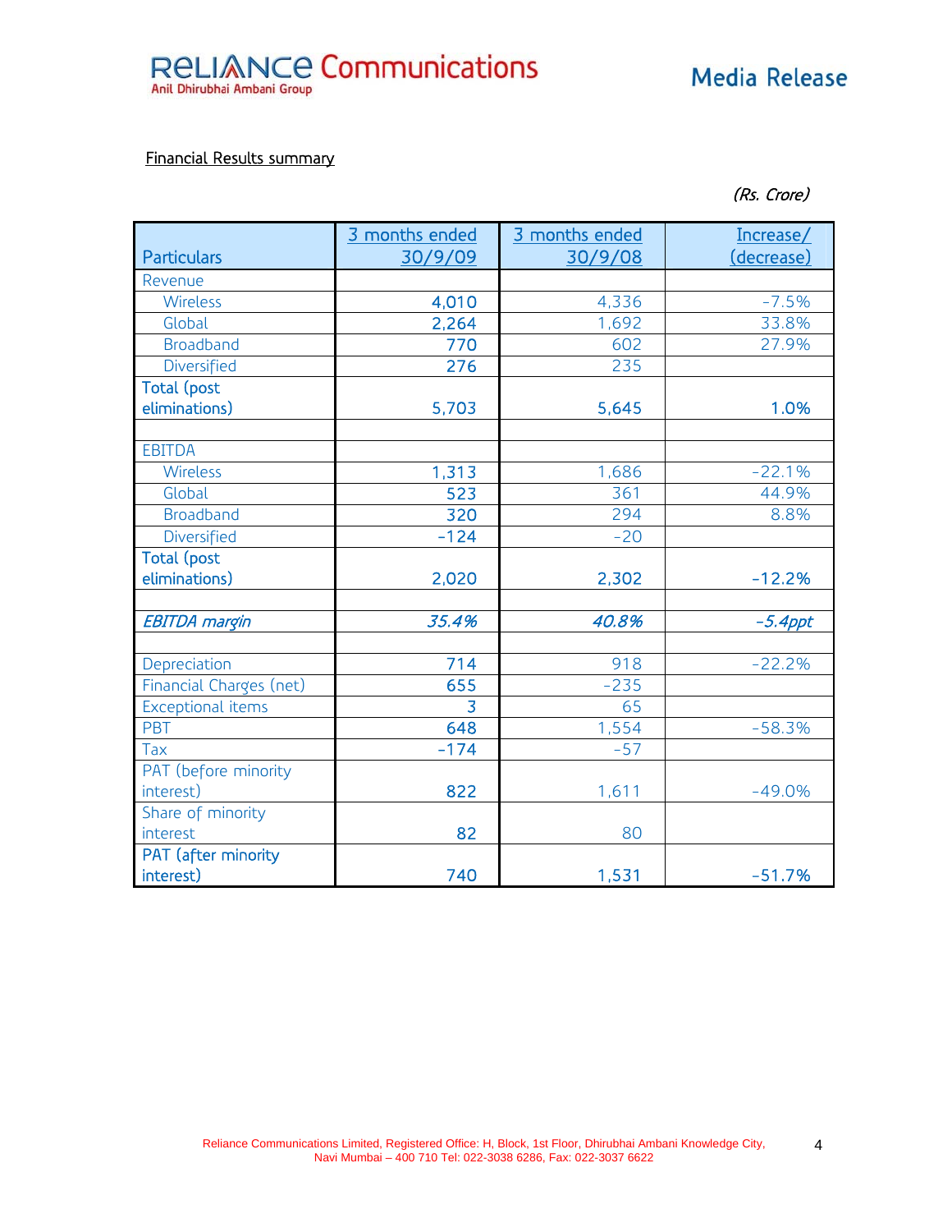## Financial Results summary

*(Rs. Crore)*

| Particulars | 3 months ended 30/9/09 | 3 months ended 30/9/08 | Increase/ (decrease) |
|---|---|---|---|
| Revenue | | | |
| Wireless | 4,010 | 4,336 | -7.5% |
| Global | 2,264 | 1,692 | 33.8% |
| Broadband | 770 | 602 | 27.9% |
| Diversified | 276 | 235 | |
| Total (post eliminations) | 5,703 | 5,645 | 1.0% |
| | | | |
| EBITDA | | | |
| Wireless | 1,313 | 1,686 | -22.1% |
| Global | 523 | 361 | 44.9% |
| Broadband | 320 | 294 | 8.8% |
| Diversified | -124 | -20 | |
| Total (post eliminations) | 2,020 | 2,302 | -12.2% |
| | | | |
| *EBITDA margin* | *35.4%* | *40.8%* | *-5.4ppt* |
| | | | |
| Depreciation | 714 | 918 | -22.2% |
| Financial Charges (net) | 655 | -235 | |
| Exceptional items | 3 | 65 | |
| PBT | 648 | 1,554 | -58.3% |
| Tax | -174 | -57 | |
| PAT (before minority interest) | 822 | 1,611 | -49.0% |
| Share of minority interest | 82 | 80 | |
| PAT (after minority interest) | 740 | 1,531 | -51.7% |

Reliance Communications Limited, Registered Office: H, Block, 1st Floor, Dhirubhai Ambani Knowledge City, Navi Mumbai – 400 710 Tel: 022-3038 6286, Fax: 022-3037 6622